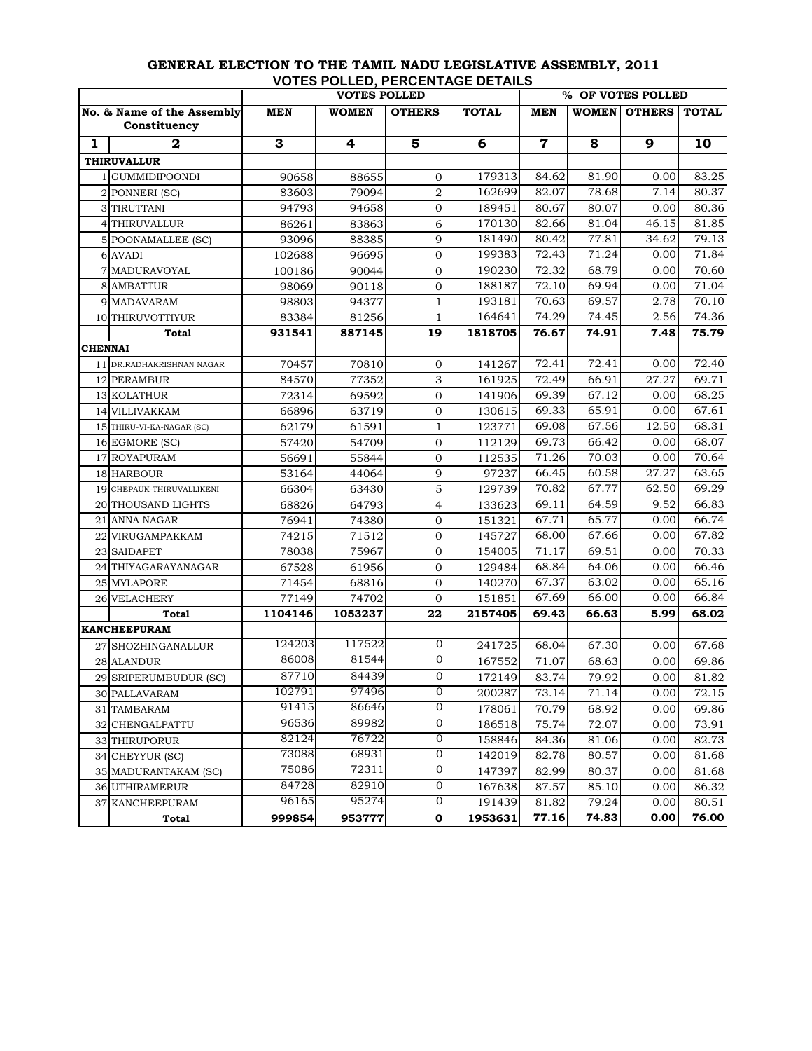# GENERAL ELECTION TO THE TAMIL NADU LEGISLATIVE ASSEMBLY, 2011

## VOTES POLLED, PERCENTAGE DETAILS

| No. & Name of the Assembly Constituency | | VOTES POLLED | | | | % OF VOTES POLLED | | | |
|---|---|---|---|---|---|---|---|---|---|
| | | MEN | WOMEN | OTHERS | TOTAL | MEN | WOMEN | OTHERS | TOTAL |
| 1 | 2 | 3 | 4 | 5 | 6 | 7 | 8 | 9 | 10 |
| **THIRUVALLUR** | | | | | | | | | |
| 1 | GUMMIDIPOONDI | 90658 | 88655 | 0 | 179313 | 84.62 | 81.90 | 0.00 | 83.25 |
| 2 | PONNERI (SC) | 83603 | 79094 | 2 | 162699 | 82.07 | 78.68 | 7.14 | 80.37 |
| 3 | TIRUTTANI | 94793 | 94658 | 0 | 189451 | 80.67 | 80.07 | 0.00 | 80.36 |
| 4 | THIRUVALLUR | 86261 | 83863 | 6 | 170130 | 82.66 | 81.04 | 46.15 | 81.85 |
| 5 | POONAMALLEE (SC) | 93096 | 88385 | 9 | 181490 | 80.42 | 77.81 | 34.62 | 79.13 |
| 6 | AVADI | 102688 | 96695 | 0 | 199383 | 72.43 | 71.24 | 0.00 | 71.84 |
| 7 | MADURAVOYAL | 100186 | 90044 | 0 | 190230 | 72.32 | 68.79 | 0.00 | 70.60 |
| 8 | AMBATTUR | 98069 | 90118 | 0 | 188187 | 72.10 | 69.94 | 0.00 | 71.04 |
| 9 | MADAVARAM | 98803 | 94377 | 1 | 193181 | 70.63 | 69.57 | 2.78 | 70.10 |
| 10 | THIRUVOTTIYUR | 83384 | 81256 | 1 | 164641 | 74.29 | 74.45 | 2.56 | 74.36 |
| | **Total** | **931541** | **887145** | **19** | **1818705** | **76.67** | **74.91** | **7.48** | **75.79** |
| **CHENNAI** | | | | | | | | | |
| 11 | DR.RADHAKRISHNAN NAGAR | 70457 | 70810 | 0 | 141267 | 72.41 | 72.41 | 0.00 | 72.40 |
| 12 | PERAMBUR | 84570 | 77352 | 3 | 161925 | 72.49 | 66.91 | 27.27 | 69.71 |
| 13 | KOLATHUR | 72314 | 69592 | 0 | 141906 | 69.39 | 67.12 | 0.00 | 68.25 |
| 14 | VILLIVAKKAM | 66896 | 63719 | 0 | 130615 | 69.33 | 65.91 | 0.00 | 67.61 |
| 15 | THIRU-VI-KA-NAGAR (SC) | 62179 | 61591 | 1 | 123771 | 69.08 | 67.56 | 12.50 | 68.31 |
| 16 | EGMORE (SC) | 57420 | 54709 | 0 | 112129 | 69.73 | 66.42 | 0.00 | 68.07 |
| 17 | ROYAPURAM | 56691 | 55844 | 0 | 112535 | 71.26 | 70.03 | 0.00 | 70.64 |
| 18 | HARBOUR | 53164 | 44064 | 9 | 97237 | 66.45 | 60.58 | 27.27 | 63.65 |
| 19 | CHEPAUK-THIRUVALLIKENI | 66304 | 63430 | 5 | 129739 | 70.82 | 67.77 | 62.50 | 69.29 |
| 20 | THOUSAND LIGHTS | 68826 | 64793 | 4 | 133623 | 69.11 | 64.59 | 9.52 | 66.83 |
| 21 | ANNA NAGAR | 76941 | 74380 | 0 | 151321 | 67.71 | 65.77 | 0.00 | 66.74 |
| 22 | VIRUGAMPAKKAM | 74215 | 71512 | 0 | 145727 | 68.00 | 67.66 | 0.00 | 67.82 |
| 23 | SAIDAPET | 78038 | 75967 | 0 | 154005 | 71.17 | 69.51 | 0.00 | 70.33 |
| 24 | THIYAGARAYANAGAR | 67528 | 61956 | 0 | 129484 | 68.84 | 64.06 | 0.00 | 66.46 |
| 25 | MYLAPORE | 71454 | 68816 | 0 | 140270 | 67.37 | 63.02 | 0.00 | 65.16 |
| 26 | VELACHERY | 77149 | 74702 | 0 | 151851 | 67.69 | 66.00 | 0.00 | 66.84 |
| | **Total** | **1104146** | **1053237** | **22** | **2157405** | **69.43** | **66.63** | **5.99** | **68.02** |
| **KANCHEEPURAM** | | | | | | | | | |
| 27 | SHOZHINGANALLUR | 124203 | 117522 | 0 | 241725 | 68.04 | 67.30 | 0.00 | 67.68 |
| 28 | ALANDUR | 86008 | 81544 | 0 | 167552 | 71.07 | 68.63 | 0.00 | 69.86 |
| 29 | SRIPERUMBUDUR (SC) | 87710 | 84439 | 0 | 172149 | 83.74 | 79.92 | 0.00 | 81.82 |
| 30 | PALLAVARAM | 102791 | 97496 | 0 | 200287 | 73.14 | 71.14 | 0.00 | 72.15 |
| 31 | TAMBARAM | 91415 | 86646 | 0 | 178061 | 70.79 | 68.92 | 0.00 | 69.86 |
| 32 | CHENGALPATTU | 96536 | 89982 | 0 | 186518 | 75.74 | 72.07 | 0.00 | 73.91 |
| 33 | THIRUPORUR | 82124 | 76722 | 0 | 158846 | 84.36 | 81.06 | 0.00 | 82.73 |
| 34 | CHEYYUR (SC) | 73088 | 68931 | 0 | 142019 | 82.78 | 80.57 | 0.00 | 81.68 |
| 35 | MADURANTAKAM (SC) | 75086 | 72311 | 0 | 147397 | 82.99 | 80.37 | 0.00 | 81.68 |
| 36 | UTHIRAMERUR | 84728 | 82910 | 0 | 167638 | 87.57 | 85.10 | 0.00 | 86.32 |
| 37 | KANCHEEPURAM | 96165 | 95274 | 0 | 191439 | 81.82 | 79.24 | 0.00 | 80.51 |
| | **Total** | **999854** | **953777** | **0** | **1953631** | **77.16** | **74.83** | **0.00** | **76.00** |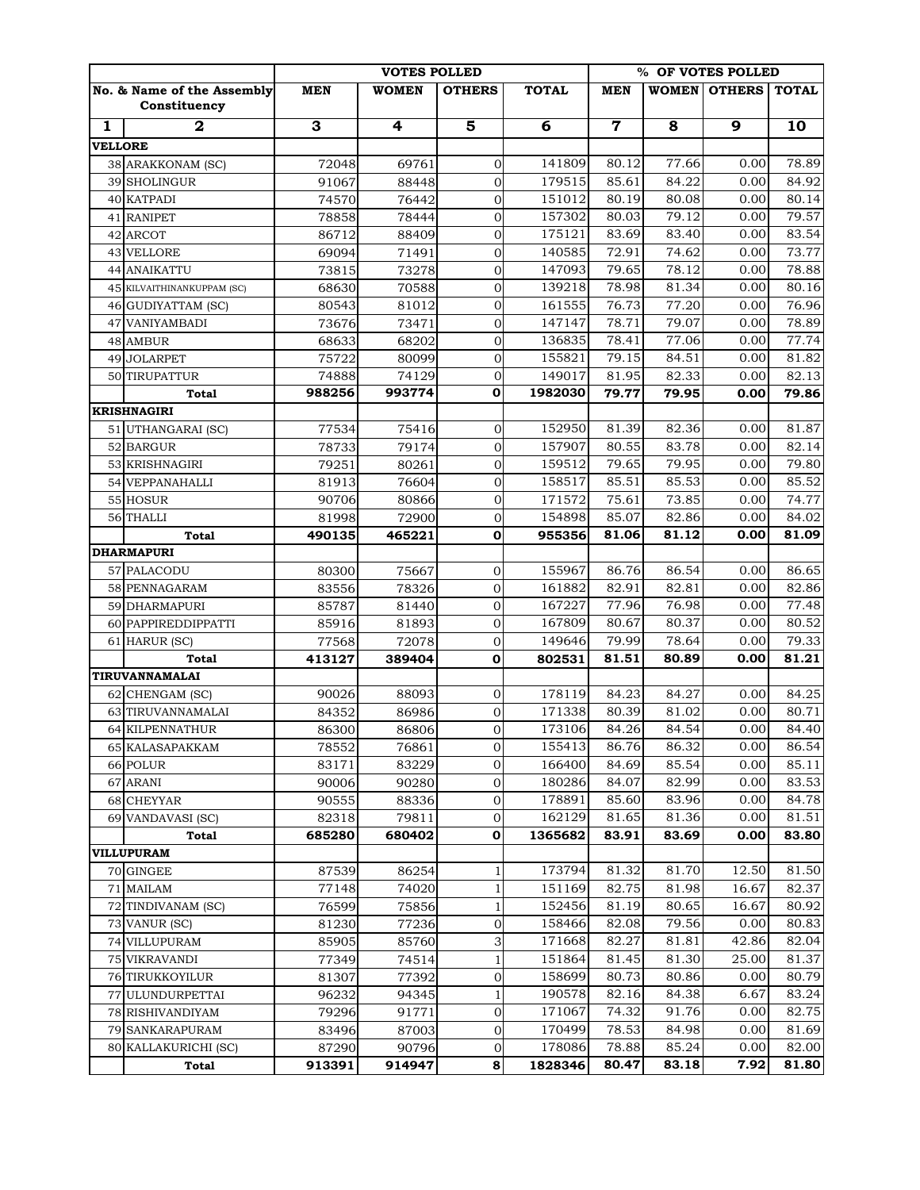| No. & Name of the Assembly Constituency | | VOTES POLLED | | | | % OF VOTES POLLED | | | |
|---|---|---|---|---|---|---|---|---|---|
| | | MEN | WOMEN | OTHERS | TOTAL | MEN | WOMEN | OTHERS | TOTAL |
| 1 | 2 | 3 | 4 | 5 | 6 | 7 | 8 | 9 | 10 |
| **VELLORE** | | | | | | | | | |
| 38 | ARAKKONAM (SC) | 72048 | 69761 | 0 | 141809 | 80.12 | 77.66 | 0.00 | 78.89 |
| 39 | SHOLINGUR | 91067 | 88448 | 0 | 179515 | 85.61 | 84.22 | 0.00 | 84.92 |
| 40 | KATPADI | 74570 | 76442 | 0 | 151012 | 80.19 | 80.08 | 0.00 | 80.14 |
| 41 | RANIPET | 78858 | 78444 | 0 | 157302 | 80.03 | 79.12 | 0.00 | 79.57 |
| 42 | ARCOT | 86712 | 88409 | 0 | 175121 | 83.69 | 83.40 | 0.00 | 83.54 |
| 43 | VELLORE | 69094 | 71491 | 0 | 140585 | 72.91 | 74.62 | 0.00 | 73.77 |
| 44 | ANAIKATTU | 73815 | 73278 | 0 | 147093 | 79.65 | 78.12 | 0.00 | 78.88 |
| 45 | KILVAITHINANKUPPAM (SC) | 68630 | 70588 | 0 | 139218 | 78.98 | 81.34 | 0.00 | 80.16 |
| 46 | GUDIYATTAM (SC) | 80543 | 81012 | 0 | 161555 | 76.73 | 77.20 | 0.00 | 76.96 |
| 47 | VANIYAMBADI | 73676 | 73471 | 0 | 147147 | 78.71 | 79.07 | 0.00 | 78.89 |
| 48 | AMBUR | 68633 | 68202 | 0 | 136835 | 78.41 | 77.06 | 0.00 | 77.74 |
| 49 | JOLARPET | 75722 | 80099 | 0 | 155821 | 79.15 | 84.51 | 0.00 | 81.82 |
| 50 | TIRUPATTUR | 74888 | 74129 | 0 | 149017 | 81.95 | 82.33 | 0.00 | 82.13 |
| | **Total** | **988256** | **993774** | **0** | **1982030** | **79.77** | **79.95** | **0.00** | **79.86** |
| **KRISHNAGIRI** | | | | | | | | | |
| 51 | UTHANGARAI (SC) | 77534 | 75416 | 0 | 152950 | 81.39 | 82.36 | 0.00 | 81.87 |
| 52 | BARGUR | 78733 | 79174 | 0 | 157907 | 80.55 | 83.78 | 0.00 | 82.14 |
| 53 | KRISHNAGIRI | 79251 | 80261 | 0 | 159512 | 79.65 | 79.95 | 0.00 | 79.80 |
| 54 | VEPPANAHALLI | 81913 | 76604 | 0 | 158517 | 85.51 | 85.53 | 0.00 | 85.52 |
| 55 | HOSUR | 90706 | 80866 | 0 | 171572 | 75.61 | 73.85 | 0.00 | 74.77 |
| 56 | THALLI | 81998 | 72900 | 0 | 154898 | 85.07 | 82.86 | 0.00 | 84.02 |
| | **Total** | **490135** | **465221** | **0** | **955356** | **81.06** | **81.12** | **0.00** | **81.09** |
| **DHARMAPURI** | | | | | | | | | |
| 57 | PALACODU | 80300 | 75667 | 0 | 155967 | 86.76 | 86.54 | 0.00 | 86.65 |
| 58 | PENNAGARAM | 83556 | 78326 | 0 | 161882 | 82.91 | 82.81 | 0.00 | 82.86 |
| 59 | DHARMAPURI | 85787 | 81440 | 0 | 167227 | 77.96 | 76.98 | 0.00 | 77.48 |
| 60 | PAPPIREDDIPPATTI | 85916 | 81893 | 0 | 167809 | 80.67 | 80.37 | 0.00 | 80.52 |
| 61 | HARUR (SC) | 77568 | 72078 | 0 | 149646 | 79.99 | 78.64 | 0.00 | 79.33 |
| | **Total** | **413127** | **389404** | **0** | **802531** | **81.51** | **80.89** | **0.00** | **81.21** |
| **TIRUVANNAMALAI** | | | | | | | | | |
| 62 | CHENGAM (SC) | 90026 | 88093 | 0 | 178119 | 84.23 | 84.27 | 0.00 | 84.25 |
| 63 | TIRUVANNAMALAI | 84352 | 86986 | 0 | 171338 | 80.39 | 81.02 | 0.00 | 80.71 |
| 64 | KILPENNATHUR | 86300 | 86806 | 0 | 173106 | 84.26 | 84.54 | 0.00 | 84.40 |
| 65 | KALASAPAKKAM | 78552 | 76861 | 0 | 155413 | 86.76 | 86.32 | 0.00 | 86.54 |
| 66 | POLUR | 83171 | 83229 | 0 | 166400 | 84.69 | 85.54 | 0.00 | 85.11 |
| 67 | ARANI | 90006 | 90280 | 0 | 180286 | 84.07 | 82.99 | 0.00 | 83.53 |
| 68 | CHEYYAR | 90555 | 88336 | 0 | 178891 | 85.60 | 83.96 | 0.00 | 84.78 |
| 69 | VANDAVASI (SC) | 82318 | 79811 | 0 | 162129 | 81.65 | 81.36 | 0.00 | 81.51 |
| | **Total** | **685280** | **680402** | **0** | **1365682** | **83.91** | **83.69** | **0.00** | **83.80** |
| **VILLUPURAM** | | | | | | | | | |
| 70 | GINGEE | 87539 | 86254 | 1 | 173794 | 81.32 | 81.70 | 12.50 | 81.50 |
| 71 | MAILAM | 77148 | 74020 | 1 | 151169 | 82.75 | 81.98 | 16.67 | 82.37 |
| 72 | TINDIVANAM (SC) | 76599 | 75856 | 1 | 152456 | 81.19 | 80.65 | 16.67 | 80.92 |
| 73 | VANUR (SC) | 81230 | 77236 | 0 | 158466 | 82.08 | 79.56 | 0.00 | 80.83 |
| 74 | VILLUPURAM | 85905 | 85760 | 3 | 171668 | 82.27 | 81.81 | 42.86 | 82.04 |
| 75 | VIKRAVANDI | 77349 | 74514 | 1 | 151864 | 81.45 | 81.30 | 25.00 | 81.37 |
| 76 | TIRUKKOYILUR | 81307 | 77392 | 0 | 158699 | 80.73 | 80.86 | 0.00 | 80.79 |
| 77 | ULUNDURPETTAI | 96232 | 94345 | 1 | 190578 | 82.16 | 84.38 | 6.67 | 83.24 |
| 78 | RISHIVANDIYAM | 79296 | 91771 | 0 | 171067 | 74.32 | 91.76 | 0.00 | 82.75 |
| 79 | SANKARAPURAM | 83496 | 87003 | 0 | 170499 | 78.53 | 84.98 | 0.00 | 81.69 |
| 80 | KALLAKURICHI (SC) | 87290 | 90796 | 0 | 178086 | 78.88 | 85.24 | 0.00 | 82.00 |
| | **Total** | **913391** | **914947** | **8** | **1828346** | **80.47** | **83.18** | **7.92** | **81.80** |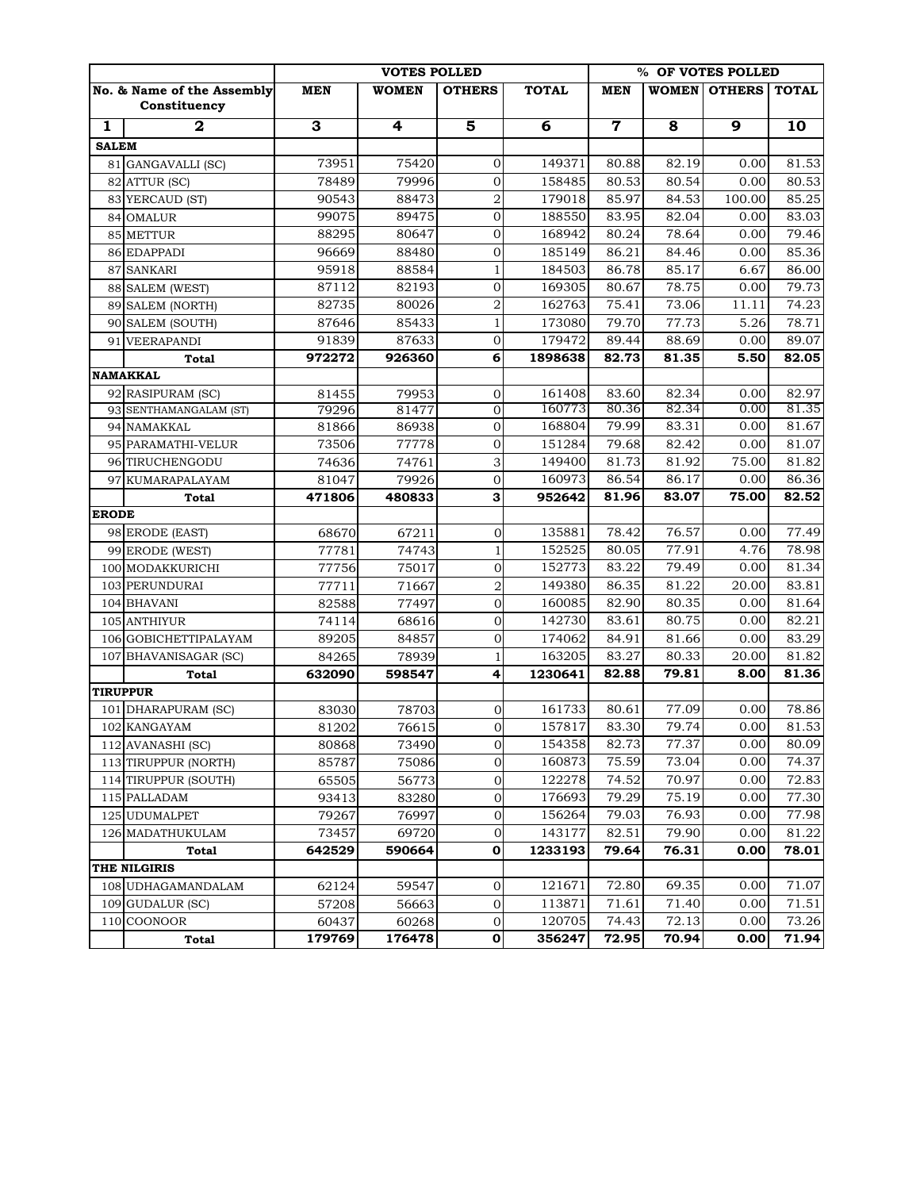| No. & Name of the Assembly Constituency | | VOTES POLLED | | | | % OF VOTES POLLED | | | |
|---|---|---|---|---|---|---|---|---|---|
| | | MEN | WOMEN | OTHERS | TOTAL | MEN | WOMEN | OTHERS | TOTAL |
| 1 | 2 | 3 | 4 | 5 | 6 | 7 | 8 | 9 | 10 |
| **SALEM** | | | | | | | | | |
| 81 | GANGAVALLI (SC) | 73951 | 75420 | 0 | 149371 | 80.88 | 82.19 | 0.00 | 81.53 |
| 82 | ATTUR (SC) | 78489 | 79996 | 0 | 158485 | 80.53 | 80.54 | 0.00 | 80.53 |
| 83 | YERCAUD (ST) | 90543 | 88473 | 2 | 179018 | 85.97 | 84.53 | 100.00 | 85.25 |
| 84 | OMALUR | 99075 | 89475 | 0 | 188550 | 83.95 | 82.04 | 0.00 | 83.03 |
| 85 | METTUR | 88295 | 80647 | 0 | 168942 | 80.24 | 78.64 | 0.00 | 79.46 |
| 86 | EDAPPADI | 96669 | 88480 | 0 | 185149 | 86.21 | 84.46 | 0.00 | 85.36 |
| 87 | SANKARI | 95918 | 88584 | 1 | 184503 | 86.78 | 85.17 | 6.67 | 86.00 |
| 88 | SALEM (WEST) | 87112 | 82193 | 0 | 169305 | 80.67 | 78.75 | 0.00 | 79.73 |
| 89 | SALEM (NORTH) | 82735 | 80026 | 2 | 162763 | 75.41 | 73.06 | 11.11 | 74.23 |
| 90 | SALEM (SOUTH) | 87646 | 85433 | 1 | 173080 | 79.70 | 77.73 | 5.26 | 78.71 |
| 91 | VEERAPANDI | 91839 | 87633 | 0 | 179472 | 89.44 | 88.69 | 0.00 | 89.07 |
| | **Total** | **972272** | **926360** | **6** | **1898638** | **82.73** | **81.35** | **5.50** | **82.05** |
| **NAMAKKAL** | | | | | | | | | |
| 92 | RASIPURAM (SC) | 81455 | 79953 | 0 | 161408 | 83.60 | 82.34 | 0.00 | 82.97 |
| 93 | SENTHAMANGALAM (ST) | 79296 | 81477 | 0 | 160773 | 80.36 | 82.34 | 0.00 | 81.35 |
| 94 | NAMAKKAL | 81866 | 86938 | 0 | 168804 | 79.99 | 83.31 | 0.00 | 81.67 |
| 95 | PARAMATHI-VELUR | 73506 | 77778 | 0 | 151284 | 79.68 | 82.42 | 0.00 | 81.07 |
| 96 | TIRUCHENGODU | 74636 | 74761 | 3 | 149400 | 81.73 | 81.92 | 75.00 | 81.82 |
| 97 | KUMARAPALAYAM | 81047 | 79926 | 0 | 160973 | 86.54 | 86.17 | 0.00 | 86.36 |
| | **Total** | **471806** | **480833** | **3** | **952642** | **81.96** | **83.07** | **75.00** | **82.52** |
| **ERODE** | | | | | | | | | |
| 98 | ERODE (EAST) | 68670 | 67211 | 0 | 135881 | 78.42 | 76.57 | 0.00 | 77.49 |
| 99 | ERODE (WEST) | 77781 | 74743 | 1 | 152525 | 80.05 | 77.91 | 4.76 | 78.98 |
| 100 | MODAKKURICHI | 77756 | 75017 | 0 | 152773 | 83.22 | 79.49 | 0.00 | 81.34 |
| 103 | PERUNDURAI | 77711 | 71667 | 2 | 149380 | 86.35 | 81.22 | 20.00 | 83.81 |
| 104 | BHAVANI | 82588 | 77497 | 0 | 160085 | 82.90 | 80.35 | 0.00 | 81.64 |
| 105 | ANTHIYUR | 74114 | 68616 | 0 | 142730 | 83.61 | 80.75 | 0.00 | 82.21 |
| 106 | GOBICHETTIPALAYAM | 89205 | 84857 | 0 | 174062 | 84.91 | 81.66 | 0.00 | 83.29 |
| 107 | BHAVANISAGAR (SC) | 84265 | 78939 | 1 | 163205 | 83.27 | 80.33 | 20.00 | 81.82 |
| | **Total** | **632090** | **598547** | **4** | **1230641** | **82.88** | **79.81** | **8.00** | **81.36** |
| **TIRUPPUR** | | | | | | | | | |
| 101 | DHARAPURAM (SC) | 83030 | 78703 | 0 | 161733 | 80.61 | 77.09 | 0.00 | 78.86 |
| 102 | KANGAYAM | 81202 | 76615 | 0 | 157817 | 83.30 | 79.74 | 0.00 | 81.53 |
| 112 | AVANASHI (SC) | 80868 | 73490 | 0 | 154358 | 82.73 | 77.37 | 0.00 | 80.09 |
| 113 | TIRUPPUR (NORTH) | 85787 | 75086 | 0 | 160873 | 75.59 | 73.04 | 0.00 | 74.37 |
| 114 | TIRUPPUR (SOUTH) | 65505 | 56773 | 0 | 122278 | 74.52 | 70.97 | 0.00 | 72.83 |
| 115 | PALLADAM | 93413 | 83280 | 0 | 176693 | 79.29 | 75.19 | 0.00 | 77.30 |
| 125 | UDUMALPET | 79267 | 76997 | 0 | 156264 | 79.03 | 76.93 | 0.00 | 77.98 |
| 126 | MADATHUKULAM | 73457 | 69720 | 0 | 143177 | 82.51 | 79.90 | 0.00 | 81.22 |
| | **Total** | **642529** | **590664** | **0** | **1233193** | **79.64** | **76.31** | **0.00** | **78.01** |
| **THE NILGIRIS** | | | | | | | | | |
| 108 | UDHAGAMANDALAM | 62124 | 59547 | 0 | 121671 | 72.80 | 69.35 | 0.00 | 71.07 |
| 109 | GUDALUR (SC) | 57208 | 56663 | 0 | 113871 | 71.61 | 71.40 | 0.00 | 71.51 |
| 110 | COONOOR | 60437 | 60268 | 0 | 120705 | 74.43 | 72.13 | 0.00 | 73.26 |
| | **Total** | **179769** | **176478** | **0** | **356247** | **72.95** | **70.94** | **0.00** | **71.94** |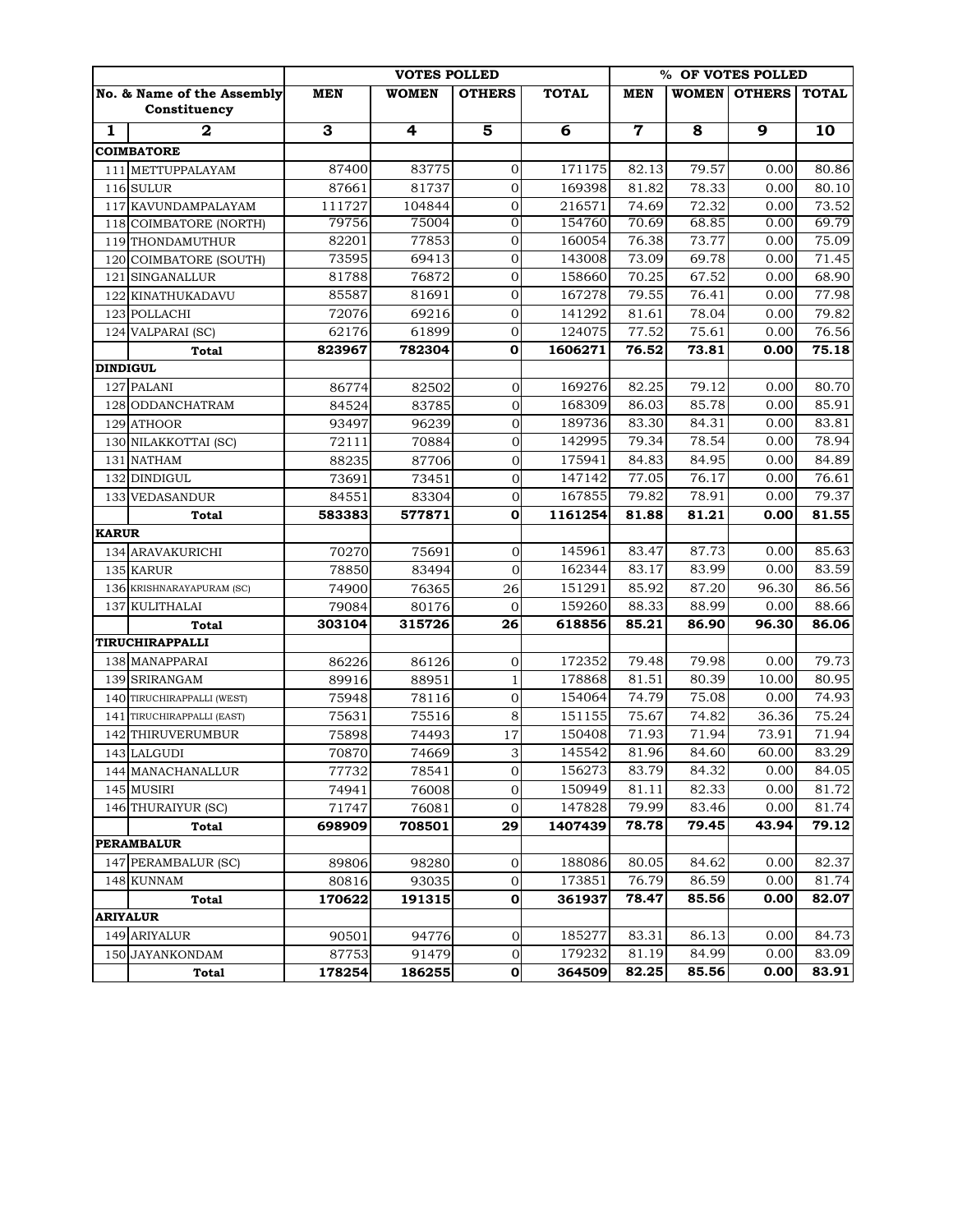| | | VOTES POLLED | | | | % OF VOTES POLLED | | | |
|---|---|---|---|---|---|---|---|---|---|
| No. & Name of the Assembly Constituency | | MEN | WOMEN | OTHERS | TOTAL | MEN | WOMEN | OTHERS | TOTAL |
| 1 | 2 | 3 | 4 | 5 | 6 | 7 | 8 | 9 | 10 |
| **COIMBATORE** | | | | | | | | | |
| 111 | METTUPPALAYAM | 87400 | 83775 | 0 | 171175 | 82.13 | 79.57 | 0.00 | 80.86 |
| 116 | SULUR | 87661 | 81737 | 0 | 169398 | 81.82 | 78.33 | 0.00 | 80.10 |
| 117 | KAVUNDAMPALAYAM | 111727 | 104844 | 0 | 216571 | 74.69 | 72.32 | 0.00 | 73.52 |
| 118 | COIMBATORE (NORTH) | 79756 | 75004 | 0 | 154760 | 70.69 | 68.85 | 0.00 | 69.79 |
| 119 | THONDAMUTHUR | 82201 | 77853 | 0 | 160054 | 76.38 | 73.77 | 0.00 | 75.09 |
| 120 | COIMBATORE (SOUTH) | 73595 | 69413 | 0 | 143008 | 73.09 | 69.78 | 0.00 | 71.45 |
| 121 | SINGANALLUR | 81788 | 76872 | 0 | 158660 | 70.25 | 67.52 | 0.00 | 68.90 |
| 122 | KINATHUKADAVU | 85587 | 81691 | 0 | 167278 | 79.55 | 76.41 | 0.00 | 77.98 |
| 123 | POLLACHI | 72076 | 69216 | 0 | 141292 | 81.61 | 78.04 | 0.00 | 79.82 |
| 124 | VALPARAI (SC) | 62176 | 61899 | 0 | 124075 | 77.52 | 75.61 | 0.00 | 76.56 |
| | **Total** | **823967** | **782304** | **0** | **1606271** | **76.52** | **73.81** | **0.00** | **75.18** |
| **DINDIGUL** | | | | | | | | | |
| 127 | PALANI | 86774 | 82502 | 0 | 169276 | 82.25 | 79.12 | 0.00 | 80.70 |
| 128 | ODDANCHATRAM | 84524 | 83785 | 0 | 168309 | 86.03 | 85.78 | 0.00 | 85.91 |
| 129 | ATHOOR | 93497 | 96239 | 0 | 189736 | 83.30 | 84.31 | 0.00 | 83.81 |
| 130 | NILAKKOTTAI (SC) | 72111 | 70884 | 0 | 142995 | 79.34 | 78.54 | 0.00 | 78.94 |
| 131 | NATHAM | 88235 | 87706 | 0 | 175941 | 84.83 | 84.95 | 0.00 | 84.89 |
| 132 | DINDIGUL | 73691 | 73451 | 0 | 147142 | 77.05 | 76.17 | 0.00 | 76.61 |
| 133 | VEDASANDUR | 84551 | 83304 | 0 | 167855 | 79.82 | 78.91 | 0.00 | 79.37 |
| | **Total** | **583383** | **577871** | **0** | **1161254** | **81.88** | **81.21** | **0.00** | **81.55** |
| **KARUR** | | | | | | | | | |
| 134 | ARAVAKURICHI | 70270 | 75691 | 0 | 145961 | 83.47 | 87.73 | 0.00 | 85.63 |
| 135 | KARUR | 78850 | 83494 | 0 | 162344 | 83.17 | 83.99 | 0.00 | 83.59 |
| 136 | KRISHNARAYAPURAM (SC) | 74900 | 76365 | 26 | 151291 | 85.92 | 87.20 | 96.30 | 86.56 |
| 137 | KULITHALAI | 79084 | 80176 | 0 | 159260 | 88.33 | 88.99 | 0.00 | 88.66 |
| | **Total** | **303104** | **315726** | **26** | **618856** | **85.21** | **86.90** | **96.30** | **86.06** |
| **TIRUCHIRAPPALLI** | | | | | | | | | |
| 138 | MANAPPARAI | 86226 | 86126 | 0 | 172352 | 79.48 | 79.98 | 0.00 | 79.73 |
| 139 | SRIRANGAM | 89916 | 88951 | 1 | 178868 | 81.51 | 80.39 | 10.00 | 80.95 |
| 140 | TIRUCHIRAPPALLI (WEST) | 75948 | 78116 | 0 | 154064 | 74.79 | 75.08 | 0.00 | 74.93 |
| 141 | TIRUCHIRAPPALLI (EAST) | 75631 | 75516 | 8 | 151155 | 75.67 | 74.82 | 36.36 | 75.24 |
| 142 | THIRUVERUMBUR | 75898 | 74493 | 17 | 150408 | 71.93 | 71.94 | 73.91 | 71.94 |
| 143 | LALGUDI | 70870 | 74669 | 3 | 145542 | 81.96 | 84.60 | 60.00 | 83.29 |
| 144 | MANACHANALLUR | 77732 | 78541 | 0 | 156273 | 83.79 | 84.32 | 0.00 | 84.05 |
| 145 | MUSIRI | 74941 | 76008 | 0 | 150949 | 81.11 | 82.33 | 0.00 | 81.72 |
| 146 | THURAIYUR (SC) | 71747 | 76081 | 0 | 147828 | 79.99 | 83.46 | 0.00 | 81.74 |
| | **Total** | **698909** | **708501** | **29** | **1407439** | **78.78** | **79.45** | **43.94** | **79.12** |
| **PERAMBALUR** | | | | | | | | | |
| 147 | PERAMBALUR (SC) | 89806 | 98280 | 0 | 188086 | 80.05 | 84.62 | 0.00 | 82.37 |
| 148 | KUNNAM | 80816 | 93035 | 0 | 173851 | 76.79 | 86.59 | 0.00 | 81.74 |
| | **Total** | **170622** | **191315** | **0** | **361937** | **78.47** | **85.56** | **0.00** | **82.07** |
| **ARIYALUR** | | | | | | | | | |
| 149 | ARIYALUR | 90501 | 94776 | 0 | 185277 | 83.31 | 86.13 | 0.00 | 84.73 |
| 150 | JAYANKONDAM | 87753 | 91479 | 0 | 179232 | 81.19 | 84.99 | 0.00 | 83.09 |
| | **Total** | **178254** | **186255** | **0** | **364509** | **82.25** | **85.56** | **0.00** | **83.91** |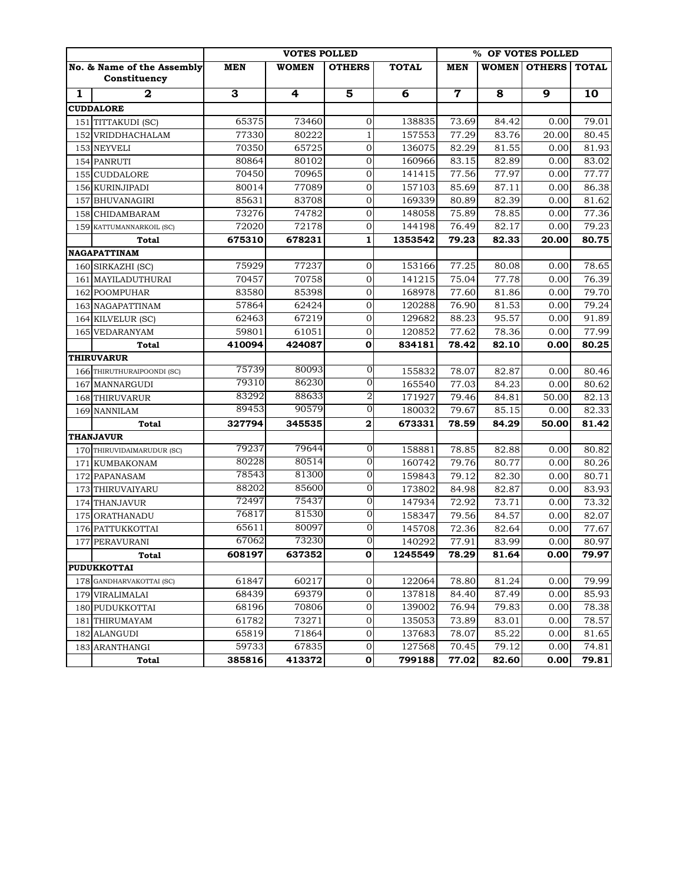| No. & Name of the Assembly Constituency | | VOTES POLLED | | | | % OF VOTES POLLED | | | |
|---|---|---|---|---|---|---|---|---|---|
| | | MEN | WOMEN | OTHERS | TOTAL | MEN | WOMEN | OTHERS | TOTAL |
| 1 | 2 | 3 | 4 | 5 | 6 | 7 | 8 | 9 | 10 |
| **CUDDALORE** | | | | | | | | | |
| 151 | TITTAKUDI (SC) | 65375 | 73460 | 0 | 138835 | 73.69 | 84.42 | 0.00 | 79.01 |
| 152 | VRIDDHACHALAM | 77330 | 80222 | 1 | 157553 | 77.29 | 83.76 | 20.00 | 80.45 |
| 153 | NEYVELI | 70350 | 65725 | 0 | 136075 | 82.29 | 81.55 | 0.00 | 81.93 |
| 154 | PANRUTI | 80864 | 80102 | 0 | 160966 | 83.15 | 82.89 | 0.00 | 83.02 |
| 155 | CUDDALORE | 70450 | 70965 | 0 | 141415 | 77.56 | 77.97 | 0.00 | 77.77 |
| 156 | KURINJIPADI | 80014 | 77089 | 0 | 157103 | 85.69 | 87.11 | 0.00 | 86.38 |
| 157 | BHUVANAGIRI | 85631 | 83708 | 0 | 169339 | 80.89 | 82.39 | 0.00 | 81.62 |
| 158 | CHIDAMBARAM | 73276 | 74782 | 0 | 148058 | 75.89 | 78.85 | 0.00 | 77.36 |
| 159 | KATTUMANNARKOIL (SC) | 72020 | 72178 | 0 | 144198 | 76.49 | 82.17 | 0.00 | 79.23 |
| | **Total** | **675310** | **678231** | **1** | **1353542** | **79.23** | **82.33** | **20.00** | **80.75** |
| **NAGAPATTINAM** | | | | | | | | | |
| 160 | SIRKAZHI (SC) | 75929 | 77237 | 0 | 153166 | 77.25 | 80.08 | 0.00 | 78.65 |
| 161 | MAYILADUTHURAI | 70457 | 70758 | 0 | 141215 | 75.04 | 77.78 | 0.00 | 76.39 |
| 162 | POOMPUHAR | 83580 | 85398 | 0 | 168978 | 77.60 | 81.86 | 0.00 | 79.70 |
| 163 | NAGAPATTINAM | 57864 | 62424 | 0 | 120288 | 76.90 | 81.53 | 0.00 | 79.24 |
| 164 | KILVELUR (SC) | 62463 | 67219 | 0 | 129682 | 88.23 | 95.57 | 0.00 | 91.89 |
| 165 | VEDARANYAM | 59801 | 61051 | 0 | 120852 | 77.62 | 78.36 | 0.00 | 77.99 |
| | **Total** | **410094** | **424087** | **0** | **834181** | **78.42** | **82.10** | **0.00** | **80.25** |
| **THIRUVARUR** | | | | | | | | | |
| 166 | THIRUTHURAIPOONDI (SC) | 75739 | 80093 | 0 | 155832 | 78.07 | 82.87 | 0.00 | 80.46 |
| 167 | MANNARGUDI | 79310 | 86230 | 0 | 165540 | 77.03 | 84.23 | 0.00 | 80.62 |
| 168 | THIRUVARUR | 83292 | 88633 | 2 | 171927 | 79.46 | 84.81 | 50.00 | 82.13 |
| 169 | NANNILAM | 89453 | 90579 | 0 | 180032 | 79.67 | 85.15 | 0.00 | 82.33 |
| | **Total** | **327794** | **345535** | **2** | **673331** | **78.59** | **84.29** | **50.00** | **81.42** |
| **THANJAVUR** | | | | | | | | | |
| 170 | THIRUVIDAIMARUDUR (SC) | 79237 | 79644 | 0 | 158881 | 78.85 | 82.88 | 0.00 | 80.82 |
| 171 | KUMBAKONAM | 80228 | 80514 | 0 | 160742 | 79.76 | 80.77 | 0.00 | 80.26 |
| 172 | PAPANASAM | 78543 | 81300 | 0 | 159843 | 79.12 | 82.30 | 0.00 | 80.71 |
| 173 | THIRUVAIYARU | 88202 | 85600 | 0 | 173802 | 84.98 | 82.87 | 0.00 | 83.93 |
| 174 | THANJAVUR | 72497 | 75437 | 0 | 147934 | 72.92 | 73.71 | 0.00 | 73.32 |
| 175 | ORATHANADU | 76817 | 81530 | 0 | 158347 | 79.56 | 84.57 | 0.00 | 82.07 |
| 176 | PATTUKKOTTAI | 65611 | 80097 | 0 | 145708 | 72.36 | 82.64 | 0.00 | 77.67 |
| 177 | PERAVURANI | 67062 | 73230 | 0 | 140292 | 77.91 | 83.99 | 0.00 | 80.97 |
| | **Total** | **608197** | **637352** | **0** | **1245549** | **78.29** | **81.64** | **0.00** | **79.97** |
| **PUDUKKOTTAI** | | | | | | | | | |
| 178 | GANDHARVAKOTTAI (SC) | 61847 | 60217 | 0 | 122064 | 78.80 | 81.24 | 0.00 | 79.99 |
| 179 | VIRALIMALAI | 68439 | 69379 | 0 | 137818 | 84.40 | 87.49 | 0.00 | 85.93 |
| 180 | PUDUKKOTTAI | 68196 | 70806 | 0 | 139002 | 76.94 | 79.83 | 0.00 | 78.38 |
| 181 | THIRUMAYAM | 61782 | 73271 | 0 | 135053 | 73.89 | 83.01 | 0.00 | 78.57 |
| 182 | ALANGUDI | 65819 | 71864 | 0 | 137683 | 78.07 | 85.22 | 0.00 | 81.65 |
| 183 | ARANTHANGI | 59733 | 67835 | 0 | 127568 | 70.45 | 79.12 | 0.00 | 74.81 |
| | **Total** | **385816** | **413372** | **0** | **799188** | **77.02** | **82.60** | **0.00** | **79.81** |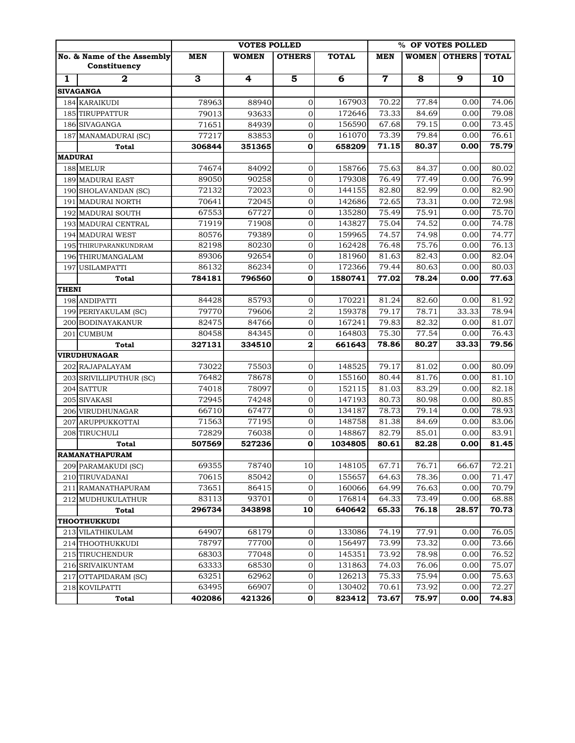| No. & Name of the Assembly Constituency | | VOTES POLLED | | | | % OF VOTES POLLED | | | |
|---|---|---|---|---|---|---|---|---|---|
| | | MEN | WOMEN | OTHERS | TOTAL | MEN | WOMEN | OTHERS | TOTAL |
| 1 | 2 | 3 | 4 | 5 | 6 | 7 | 8 | 9 | 10 |
| **SIVAGANGA** | | | | | | | | | |
| 184 | KARAIKUDI | 78963 | 88940 | 0 | 167903 | 70.22 | 77.84 | 0.00 | 74.06 |
| 185 | TIRUPPATTUR | 79013 | 93633 | 0 | 172646 | 73.33 | 84.69 | 0.00 | 79.08 |
| 186 | SIVAGANGA | 71651 | 84939 | 0 | 156590 | 67.68 | 79.15 | 0.00 | 73.45 |
| 187 | MANAMADURAI (SC) | 77217 | 83853 | 0 | 161070 | 73.39 | 79.84 | 0.00 | 76.61 |
| | **Total** | **306844** | **351365** | **0** | **658209** | **71.15** | **80.37** | **0.00** | **75.79** |
| **MADURAI** | | | | | | | | | |
| 188 | MELUR | 74674 | 84092 | 0 | 158766 | 75.63 | 84.37 | 0.00 | 80.02 |
| 189 | MADURAI EAST | 89050 | 90258 | 0 | 179308 | 76.49 | 77.49 | 0.00 | 76.99 |
| 190 | SHOLAVANDAN (SC) | 72132 | 72023 | 0 | 144155 | 82.80 | 82.99 | 0.00 | 82.90 |
| 191 | MADURAI NORTH | 70641 | 72045 | 0 | 142686 | 72.65 | 73.31 | 0.00 | 72.98 |
| 192 | MADURAI SOUTH | 67553 | 67727 | 0 | 135280 | 75.49 | 75.91 | 0.00 | 75.70 |
| 193 | MADURAI CENTRAL | 71919 | 71908 | 0 | 143827 | 75.04 | 74.52 | 0.00 | 74.78 |
| 194 | MADURAI WEST | 80576 | 79389 | 0 | 159965 | 74.57 | 74.98 | 0.00 | 74.77 |
| 195 | THIRUPARANKUNDRAM | 82198 | 80230 | 0 | 162428 | 76.48 | 75.76 | 0.00 | 76.13 |
| 196 | THIRUMANGALAM | 89306 | 92654 | 0 | 181960 | 81.63 | 82.43 | 0.00 | 82.04 |
| 197 | USILAMPATTI | 86132 | 86234 | 0 | 172366 | 79.44 | 80.63 | 0.00 | 80.03 |
| | **Total** | **784181** | **796560** | **0** | **1580741** | **77.02** | **78.24** | **0.00** | **77.63** |
| **THENI** | | | | | | | | | |
| 198 | ANDIPATTI | 84428 | 85793 | 0 | 170221 | 81.24 | 82.60 | 0.00 | 81.92 |
| 199 | PERIYAKULAM (SC) | 79770 | 79606 | 2 | 159378 | 79.17 | 78.71 | 33.33 | 78.94 |
| 200 | BODINAYAKANUR | 82475 | 84766 | 0 | 167241 | 79.83 | 82.32 | 0.00 | 81.07 |
| 201 | CUMBUM | 80458 | 84345 | 0 | 164803 | 75.30 | 77.54 | 0.00 | 76.43 |
| | **Total** | **327131** | **334510** | **2** | **661643** | **78.86** | **80.27** | **33.33** | **79.56** |
| **VIRUDHUNAGAR** | | | | | | | | | |
| 202 | RAJAPALAYAM | 73022 | 75503 | 0 | 148525 | 79.17 | 81.02 | 0.00 | 80.09 |
| 203 | SRIVILLIPUTHUR (SC) | 76482 | 78678 | 0 | 155160 | 80.44 | 81.76 | 0.00 | 81.10 |
| 204 | SATTUR | 74018 | 78097 | 0 | 152115 | 81.03 | 83.29 | 0.00 | 82.18 |
| 205 | SIVAKASI | 72945 | 74248 | 0 | 147193 | 80.73 | 80.98 | 0.00 | 80.85 |
| 206 | VIRUDHUNAGAR | 66710 | 67477 | 0 | 134187 | 78.73 | 79.14 | 0.00 | 78.93 |
| 207 | ARUPPUKKOTTAI | 71563 | 77195 | 0 | 148758 | 81.38 | 84.69 | 0.00 | 83.06 |
| 208 | TIRUCHULI | 72829 | 76038 | 0 | 148867 | 82.79 | 85.01 | 0.00 | 83.91 |
| | **Total** | **507569** | **527236** | **0** | **1034805** | **80.61** | **82.28** | **0.00** | **81.45** |
| **RAMANATHAPURAM** | | | | | | | | | |
| 209 | PARAMAKUDI (SC) | 69355 | 78740 | 10 | 148105 | 67.71 | 76.71 | 66.67 | 72.21 |
| 210 | TIRUVADANAI | 70615 | 85042 | 0 | 155657 | 64.63 | 78.36 | 0.00 | 71.47 |
| 211 | RAMANATHAPURAM | 73651 | 86415 | 0 | 160066 | 64.99 | 76.63 | 0.00 | 70.79 |
| 212 | MUDHUKULATHUR | 83113 | 93701 | 0 | 176814 | 64.33 | 73.49 | 0.00 | 68.88 |
| | **Total** | **296734** | **343898** | **10** | **640642** | **65.33** | **76.18** | **28.57** | **70.73** |
| **THOOTHUKKUDI** | | | | | | | | | |
| 213 | VILATHIKULAM | 64907 | 68179 | 0 | 133086 | 74.19 | 77.91 | 0.00 | 76.05 |
| 214 | THOOTHUKKUDI | 78797 | 77700 | 0 | 156497 | 73.99 | 73.32 | 0.00 | 73.66 |
| 215 | TIRUCHENDUR | 68303 | 77048 | 0 | 145351 | 73.92 | 78.98 | 0.00 | 76.52 |
| 216 | SRIVAIKUNTAM | 63333 | 68530 | 0 | 131863 | 74.03 | 76.06 | 0.00 | 75.07 |
| 217 | OTTAPIDARAM (SC) | 63251 | 62962 | 0 | 126213 | 75.33 | 75.94 | 0.00 | 75.63 |
| 218 | KOVILPATTI | 63495 | 66907 | 0 | 130402 | 70.61 | 73.92 | 0.00 | 72.27 |
| | **Total** | **402086** | **421326** | **0** | **823412** | **73.67** | **75.97** | **0.00** | **74.83** |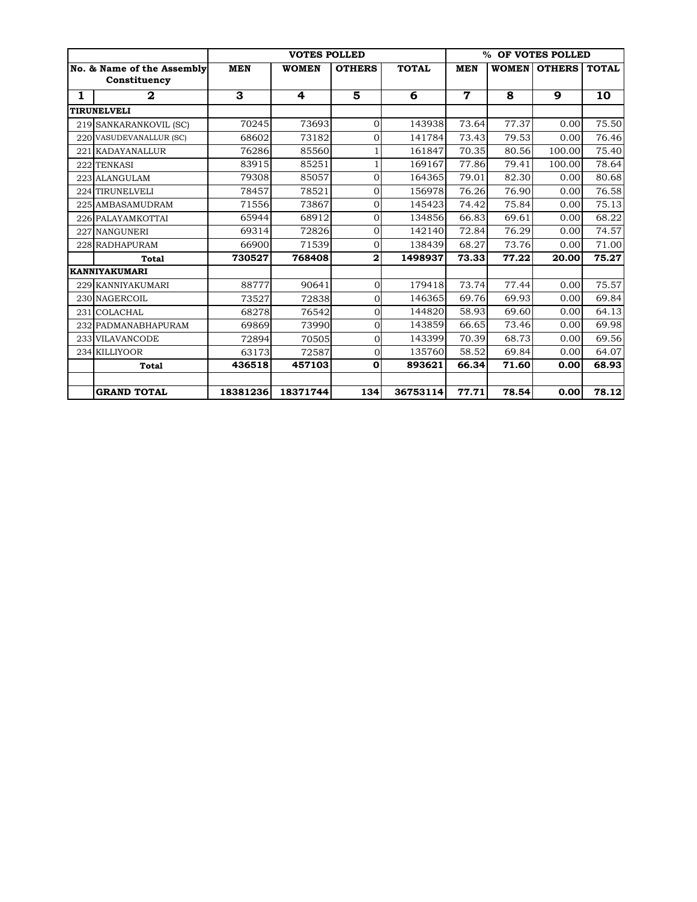| | | VOTES POLLED | | | | % OF VOTES POLLED | | | |
|---|---|---|---|---|---|---|---|---|---|
| No. & Name of the Assembly Constituency | | MEN | WOMEN | OTHERS | TOTAL | MEN | WOMEN | OTHERS | TOTAL |
| 1 | 2 | 3 | 4 | 5 | 6 | 7 | 8 | 9 | 10 |
| **TIRUNELVELI** | | | | | | | | | |
| 219 | SANKARANKOVIL (SC) | 70245 | 73693 | 0 | 143938 | 73.64 | 77.37 | 0.00 | 75.50 |
| 220 | VASUDEVANALLUR (SC) | 68602 | 73182 | 0 | 141784 | 73.43 | 79.53 | 0.00 | 76.46 |
| 221 | KADAYANALLUR | 76286 | 85560 | 1 | 161847 | 70.35 | 80.56 | 100.00 | 75.40 |
| 222 | TENKASI | 83915 | 85251 | 1 | 169167 | 77.86 | 79.41 | 100.00 | 78.64 |
| 223 | ALANGULAM | 79308 | 85057 | 0 | 164365 | 79.01 | 82.30 | 0.00 | 80.68 |
| 224 | TIRUNELVELI | 78457 | 78521 | 0 | 156978 | 76.26 | 76.90 | 0.00 | 76.58 |
| 225 | AMBASAMUDRAM | 71556 | 73867 | 0 | 145423 | 74.42 | 75.84 | 0.00 | 75.13 |
| 226 | PALAYAMKOTTAI | 65944 | 68912 | 0 | 134856 | 66.83 | 69.61 | 0.00 | 68.22 |
| 227 | NANGUNERI | 69314 | 72826 | 0 | 142140 | 72.84 | 76.29 | 0.00 | 74.57 |
| 228 | RADHAPURAM | 66900 | 71539 | 0 | 138439 | 68.27 | 73.76 | 0.00 | 71.00 |
| | **Total** | **730527** | **768408** | **2** | **1498937** | **73.33** | **77.22** | **20.00** | **75.27** |
| **KANNIYAKUMARI** | | | | | | | | | |
| 229 | KANNIYAKUMARI | 88777 | 90641 | 0 | 179418 | 73.74 | 77.44 | 0.00 | 75.57 |
| 230 | NAGERCOIL | 73527 | 72838 | 0 | 146365 | 69.76 | 69.93 | 0.00 | 69.84 |
| 231 | COLACHAL | 68278 | 76542 | 0 | 144820 | 58.93 | 69.60 | 0.00 | 64.13 |
| 232 | PADMANABHAPURAM | 69869 | 73990 | 0 | 143859 | 66.65 | 73.46 | 0.00 | 69.98 |
| 233 | VILAVANCODE | 72894 | 70505 | 0 | 143399 | 70.39 | 68.73 | 0.00 | 69.56 |
| 234 | KILLIYOOR | 63173 | 72587 | 0 | 135760 | 58.52 | 69.84 | 0.00 | 64.07 |
| | **Total** | **436518** | **457103** | **0** | **893621** | **66.34** | **71.60** | **0.00** | **68.93** |
| | | | | | | | | | |
| | **GRAND TOTAL** | **18381236** | **18371744** | **134** | **36753114** | **77.71** | **78.54** | **0.00** | **78.12** |